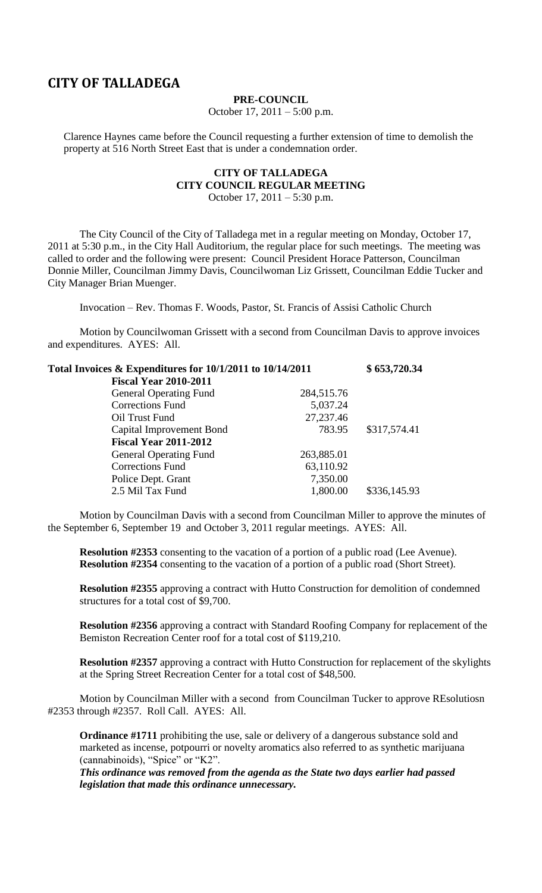# CITY OF TALLADEGA

**PRE-COUNCIL**

October 17, 2011 – 5:00 p.m.

Clarence Haynes came before the Council requesting a further extension of time to demolish the property at 516 North Street East that is under a condemnation order.

**CITY OF TALLADEGA**
**CITY COUNCIL REGULAR MEETING**

October 17, 2011 – 5:30 p.m.

The City Council of the City of Talladega met in a regular meeting on Monday, October 17, 2011 at 5:30 p.m., in the City Hall Auditorium, the regular place for such meetings. The meeting was called to order and the following were present: Council President Horace Patterson, Councilman Donnie Miller, Councilman Jimmy Davis, Councilwoman Liz Grissett, Councilman Eddie Tucker and City Manager Brian Muenger.

Invocation – Rev. Thomas F. Woods, Pastor, St. Francis of Assisi Catholic Church

Motion by Councilwoman Grissett with a second from Councilman Davis to approve invoices and expenditures. AYES: All.

| | | |
|---|---|---|
| **Total Invoices & Expenditures for 10/1/2011 to 10/14/2011** | | **\$ 653,720.34** |
| **Fiscal Year 2010-2011** | | |
| General Operating Fund | 284,515.76 | |
| Corrections Fund | 5,037.24 | |
| Oil Trust Fund | 27,237.46 | |
| Capital Improvement Bond | 783.95 | \$317,574.41 |
| **Fiscal Year 2011-2012** | | |
| General Operating Fund | 263,885.01 | |
| Corrections Fund | 63,110.92 | |
| Police Dept. Grant | 7,350.00 | |
| 2.5 Mil Tax Fund | 1,800.00 | \$336,145.93 |

Motion by Councilman Davis with a second from Councilman Miller to approve the minutes of the September 6, September 19 and October 3, 2011 regular meetings. AYES: All.

**Resolution #2353** consenting to the vacation of a portion of a public road (Lee Avenue).
**Resolution #2354** consenting to the vacation of a portion of a public road (Short Street).

**Resolution #2355** approving a contract with Hutto Construction for demolition of condemned structures for a total cost of \$9,700.

**Resolution #2356** approving a contract with Standard Roofing Company for replacement of the Bemiston Recreation Center roof for a total cost of \$119,210.

**Resolution #2357** approving a contract with Hutto Construction for replacement of the skylights at the Spring Street Recreation Center for a total cost of \$48,500.

Motion by Councilman Miller with a second from Councilman Tucker to approve REsolutiosn #2353 through #2357. Roll Call. AYES: All.

**Ordinance #1711** prohibiting the use, sale or delivery of a dangerous substance sold and marketed as incense, potpourri or novelty aromatics also referred to as synthetic marijuana (cannabinoids), "Spice" or "K2".
***This ordinance was removed from the agenda as the State two days earlier had passed legislation that made this ordinance unnecessary.***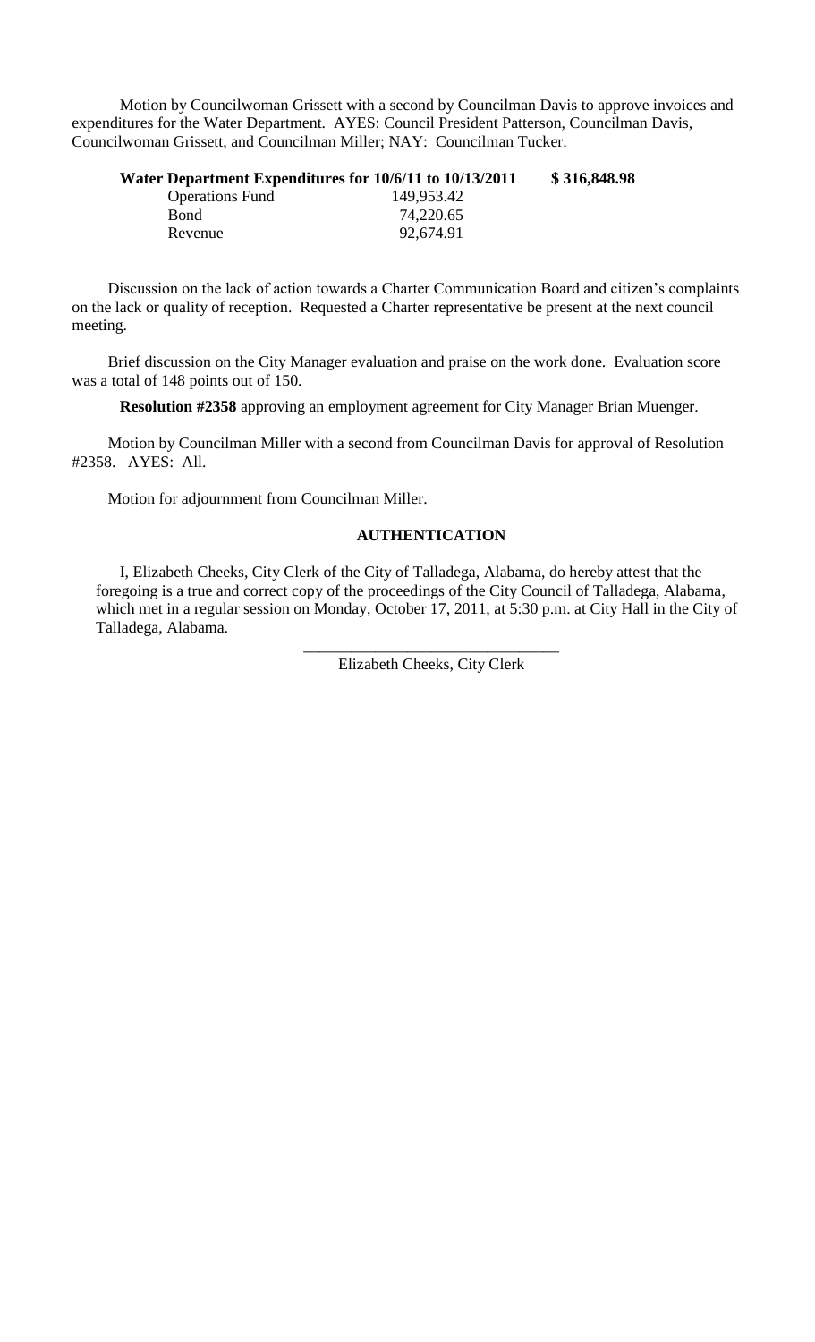Motion by Councilwoman Grissett with a second by Councilman Davis to approve invoices and expenditures for the Water Department. AYES: Council President Patterson, Councilman Davis, Councilwoman Grissett, and Councilman Miller; NAY: Councilman Tucker.

| **Water Department Expenditures for 10/6/11 to 10/13/2011** | | **$ 316,848.98** |
| --- | --- | --- |
| Operations Fund | 149,953.42 | |
| Bond | 74,220.65 | |
| Revenue | 92,674.91 | |

Discussion on the lack of action towards a Charter Communication Board and citizen's complaints on the lack or quality of reception. Requested a Charter representative be present at the next council meeting.

Brief discussion on the City Manager evaluation and praise on the work done. Evaluation score was a total of 148 points out of 150.

**Resolution #2358** approving an employment agreement for City Manager Brian Muenger.

Motion by Councilman Miller with a second from Councilman Davis for approval of Resolution #2358. AYES: All.

Motion for adjournment from Councilman Miller.

**AUTHENTICATION**

I, Elizabeth Cheeks, City Clerk of the City of Talladega, Alabama, do hereby attest that the foregoing is a true and correct copy of the proceedings of the City Council of Talladega, Alabama, which met in a regular session on Monday, October 17, 2011, at 5:30 p.m. at City Hall in the City of Talladega, Alabama.

\_\_\_\_\_\_\_\_\_\_\_\_\_\_\_\_\_\_\_\_\_\_\_\_\_\_\_\_\_\_\_\_

Elizabeth Cheeks, City Clerk